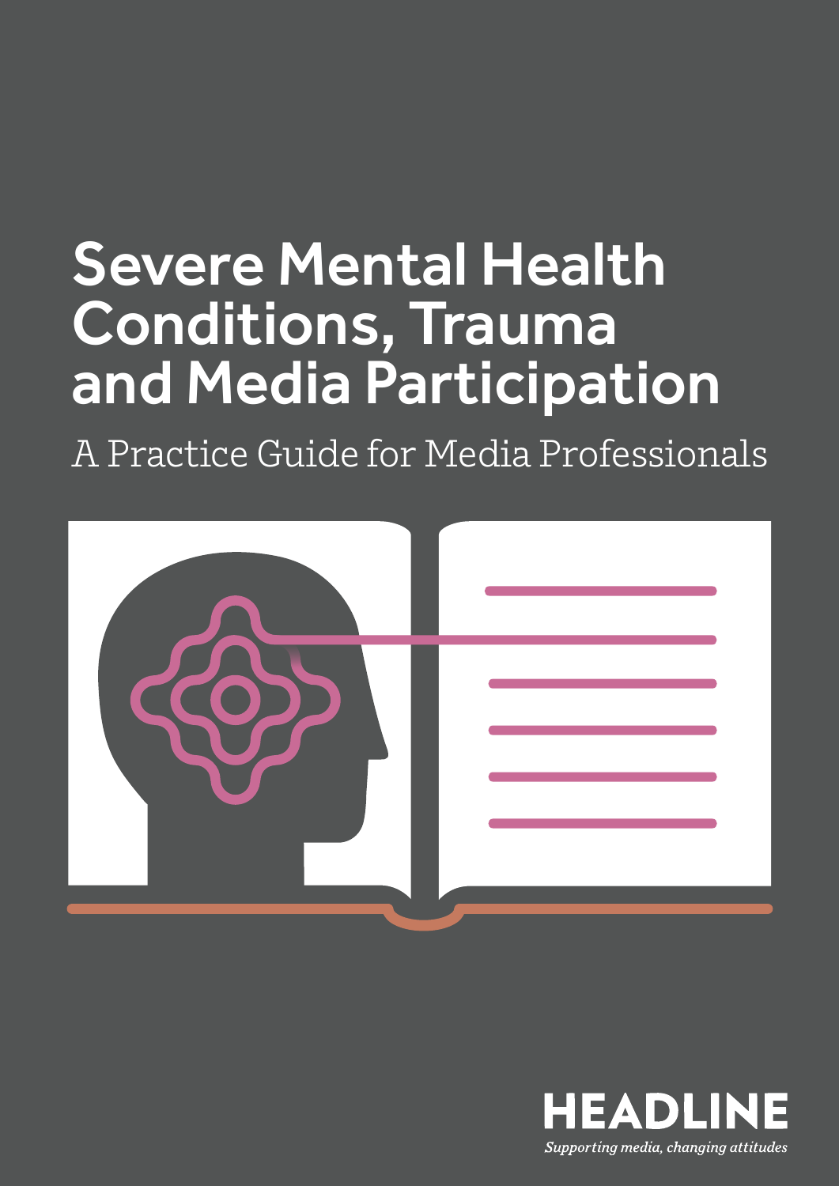# Severe Mental Health Conditions, Trauma and Media Participation

A Practice Guide for Media Professionals

HEADLINE

*Supporting media, changing attitudes*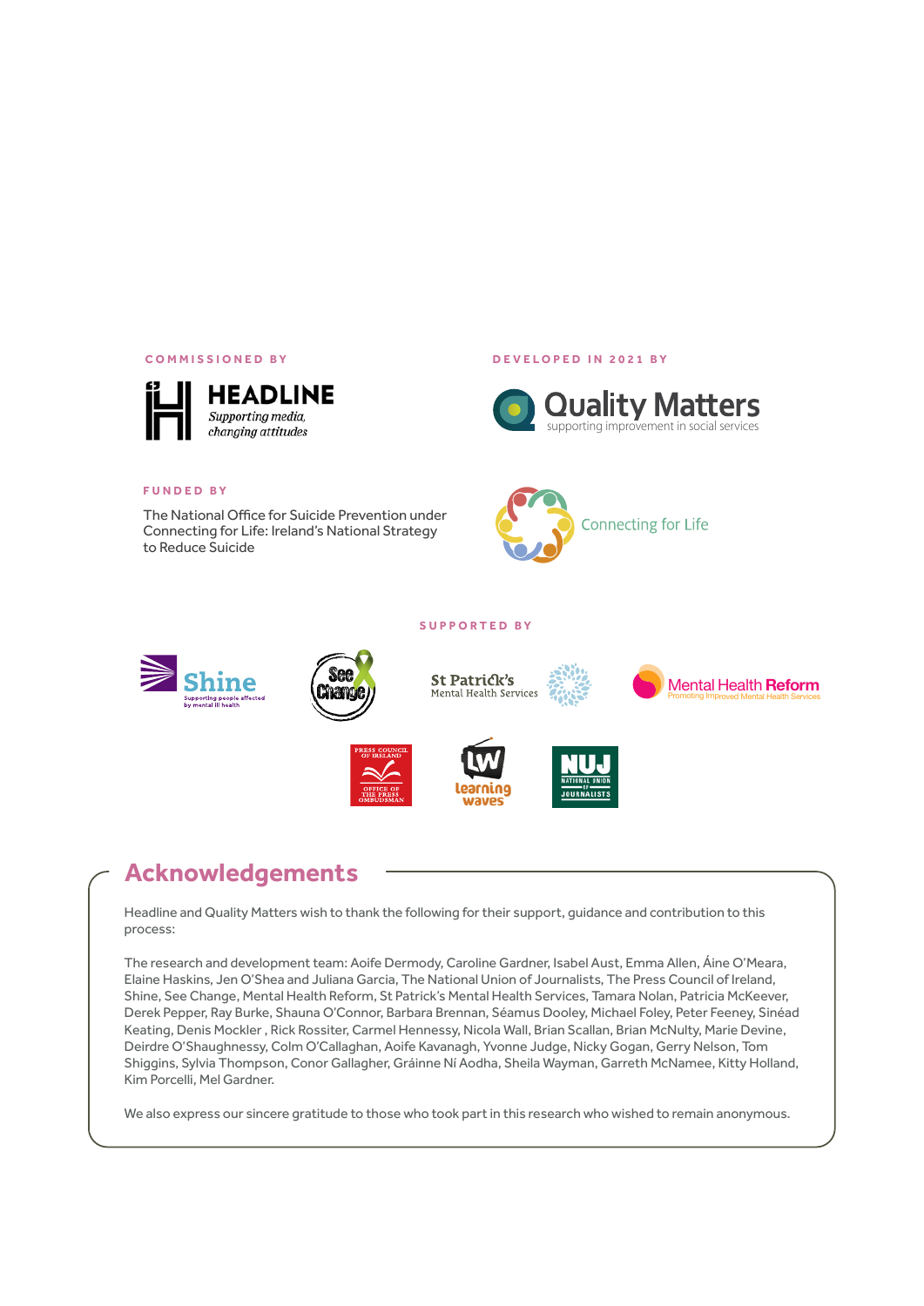COMMISSIONED BY

HEADLINE
*Supporting media, changing attitudes*

DEVELOPED IN 2021 BY

Quality Matters
supporting improvement in social services

FUNDED BY

The National Office for Suicide Prevention under Connecting for Life: Ireland's National Strategy to Reduce Suicide

Connecting for Life

SUPPORTED BY

Shine — Supporting people affected by mental ill health

See Change

St Patrick's Mental Health Services

Mental Health Reform — Promoting Improved Mental Health Services

Press Council of Ireland — Office of the Press Ombudsman

Learning Waves

NUJ — National Union of Journalists

## Acknowledgements

Headline and Quality Matters wish to thank the following for their support, guidance and contribution to this process:

The research and development team: Aoife Dermody, Caroline Gardner, Isabel Aust, Emma Allen, Áine O'Meara, Elaine Haskins, Jen O'Shea and Juliana Garcia, The National Union of Journalists, The Press Council of Ireland, Shine, See Change, Mental Health Reform, St Patrick's Mental Health Services, Tamara Nolan, Patricia McKeever, Derek Pepper, Ray Burke, Shauna O'Connor, Barbara Brennan, Séamus Dooley, Michael Foley, Peter Feeney, Sinéad Keating, Denis Mockler , Rick Rossiter, Carmel Hennessy, Nicola Wall, Brian Scallan, Brian McNulty, Marie Devine, Deirdre O'Shaughnessy, Colm O'Callaghan, Aoife Kavanagh, Yvonne Judge, Nicky Gogan, Gerry Nelson, Tom Shiggins, Sylvia Thompson, Conor Gallagher, Gráinne Ní Aodha, Sheila Wayman, Garreth McNamee, Kitty Holland, Kim Porcelli, Mel Gardner.

We also express our sincere gratitude to those who took part in this research who wished to remain anonymous.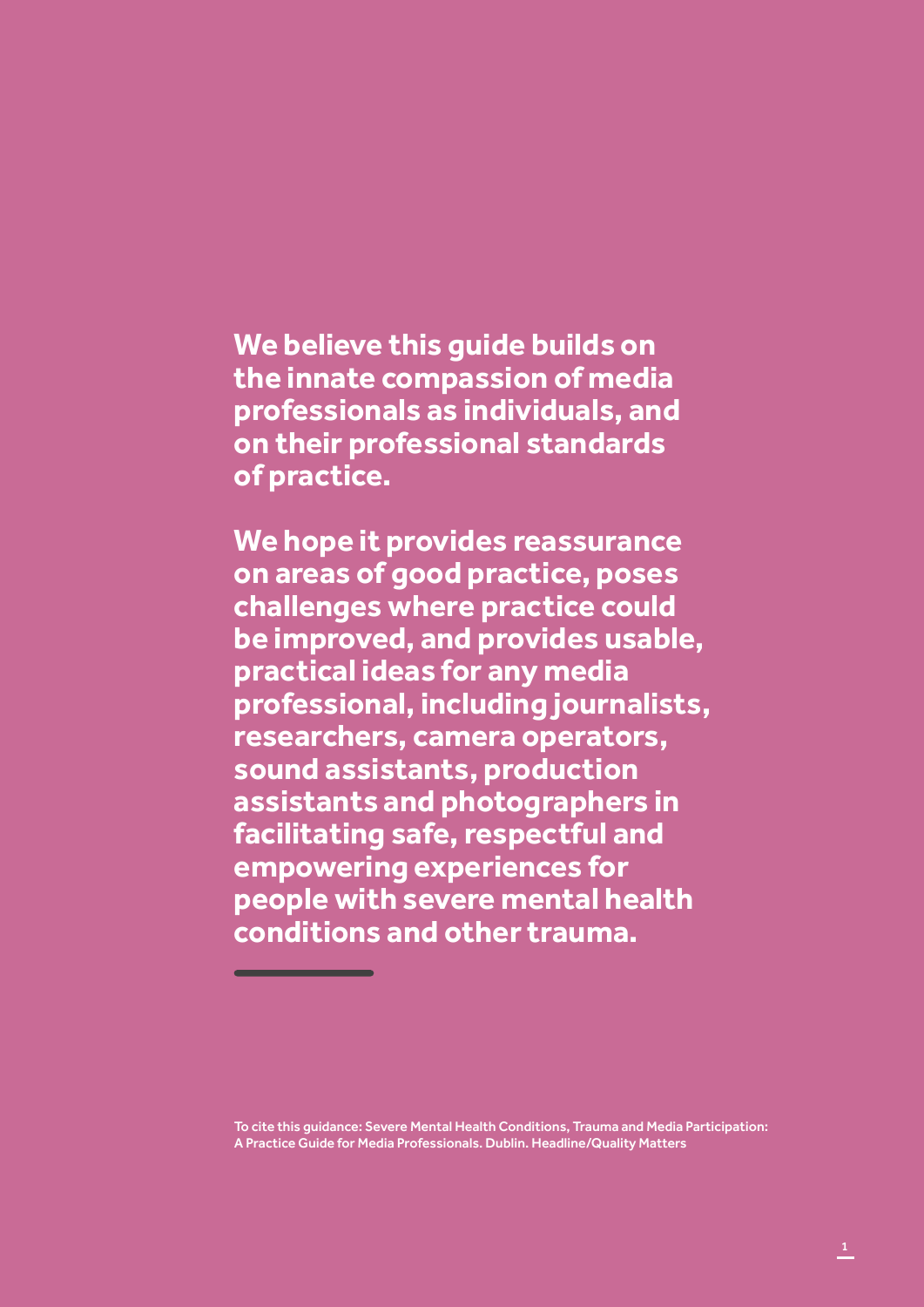**We believe this guide builds on the innate compassion of media professionals as individuals, and on their professional standards of practice.**

**We hope it provides reassurance on areas of good practice, poses challenges where practice could be improved, and provides usable, practical ideas for any media professional, including journalists, researchers, camera operators, sound assistants, production assistants and photographers in facilitating safe, respectful and empowering experiences for people with severe mental health conditions and other trauma.**

---

To cite this guidance: Severe Mental Health Conditions, Trauma and Media Participation: A Practice Guide for Media Professionals. Dublin. Headline/Quality Matters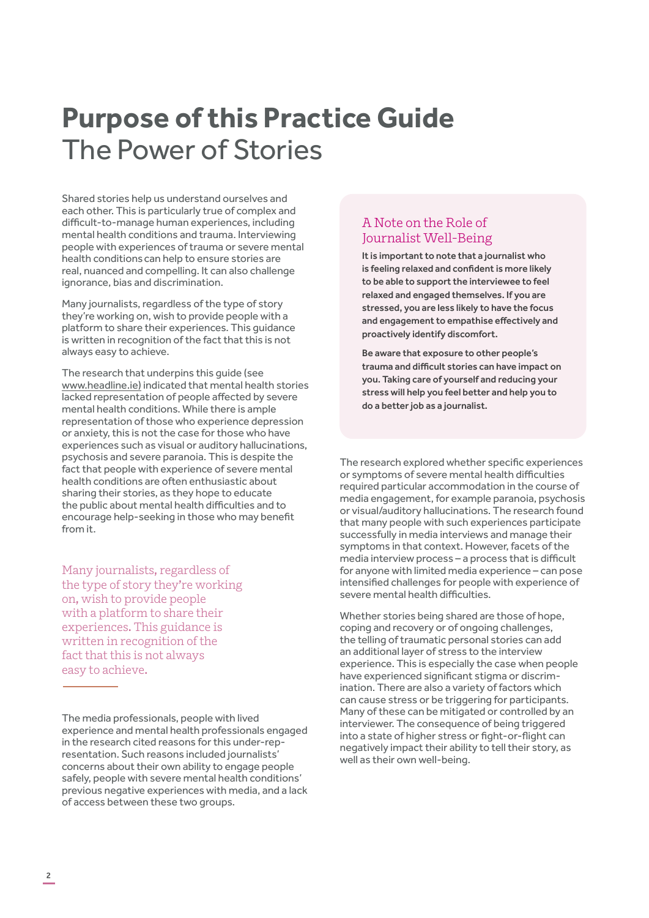# Purpose of this Practice Guide
## The Power of Stories

Shared stories help us understand ourselves and each other. This is particularly true of complex and difficult-to-manage human experiences, including mental health conditions and trauma. Interviewing people with experiences of trauma or severe mental health conditions can help to ensure stories are real, nuanced and compelling. It can also challenge ignorance, bias and discrimination.

Many journalists, regardless of the type of story they're working on, wish to provide people with a platform to share their experiences. This guidance is written in recognition of the fact that this is not always easy to achieve.

The research that underpins this guide (see www.headline.ie) indicated that mental health stories lacked representation of people affected by severe mental health conditions. While there is ample representation of those who experience depression or anxiety, this is not the case for those who have experiences such as visual or auditory hallucinations, psychosis and severe paranoia. This is despite the fact that people with experience of severe mental health conditions are often enthusiastic about sharing their stories, as they hope to educate the public about mental health difficulties and to encourage help-seeking in those who may benefit from it.

> Many journalists, regardless of the type of story they're working on, wish to provide people with a platform to share their experiences. This guidance is written in recognition of the fact that this is not always easy to achieve.

The media professionals, people with lived experience and mental health professionals engaged in the research cited reasons for this under-representation. Such reasons included journalists' concerns about their own ability to engage people safely, people with severe mental health conditions' previous negative experiences with media, and a lack of access between these two groups.

### A Note on the Role of Journalist Well-Being

**It is important to note that a journalist who is feeling relaxed and confident is more likely to be able to support the interviewee to feel relaxed and engaged themselves. If you are stressed, you are less likely to have the focus and engagement to empathise effectively and proactively identify discomfort.**

**Be aware that exposure to other people's trauma and difficult stories can have impact on you. Taking care of yourself and reducing your stress will help you feel better and help you to do a better job as a journalist.**

The research explored whether specific experiences or symptoms of severe mental health difficulties required particular accommodation in the course of media engagement, for example paranoia, psychosis or visual/auditory hallucinations. The research found that many people with such experiences participate successfully in media interviews and manage their symptoms in that context. However, facets of the media interview process – a process that is difficult for anyone with limited media experience – can pose intensified challenges for people with experience of severe mental health difficulties.

Whether stories being shared are those of hope, coping and recovery or of ongoing challenges, the telling of traumatic personal stories can add an additional layer of stress to the interview experience. This is especially the case when people have experienced significant stigma or discrimination. There are also a variety of factors which can cause stress or be triggering for participants. Many of these can be mitigated or controlled by an interviewer. The consequence of being triggered into a state of higher stress or fight-or-flight can negatively impact their ability to tell their story, as well as their own well-being.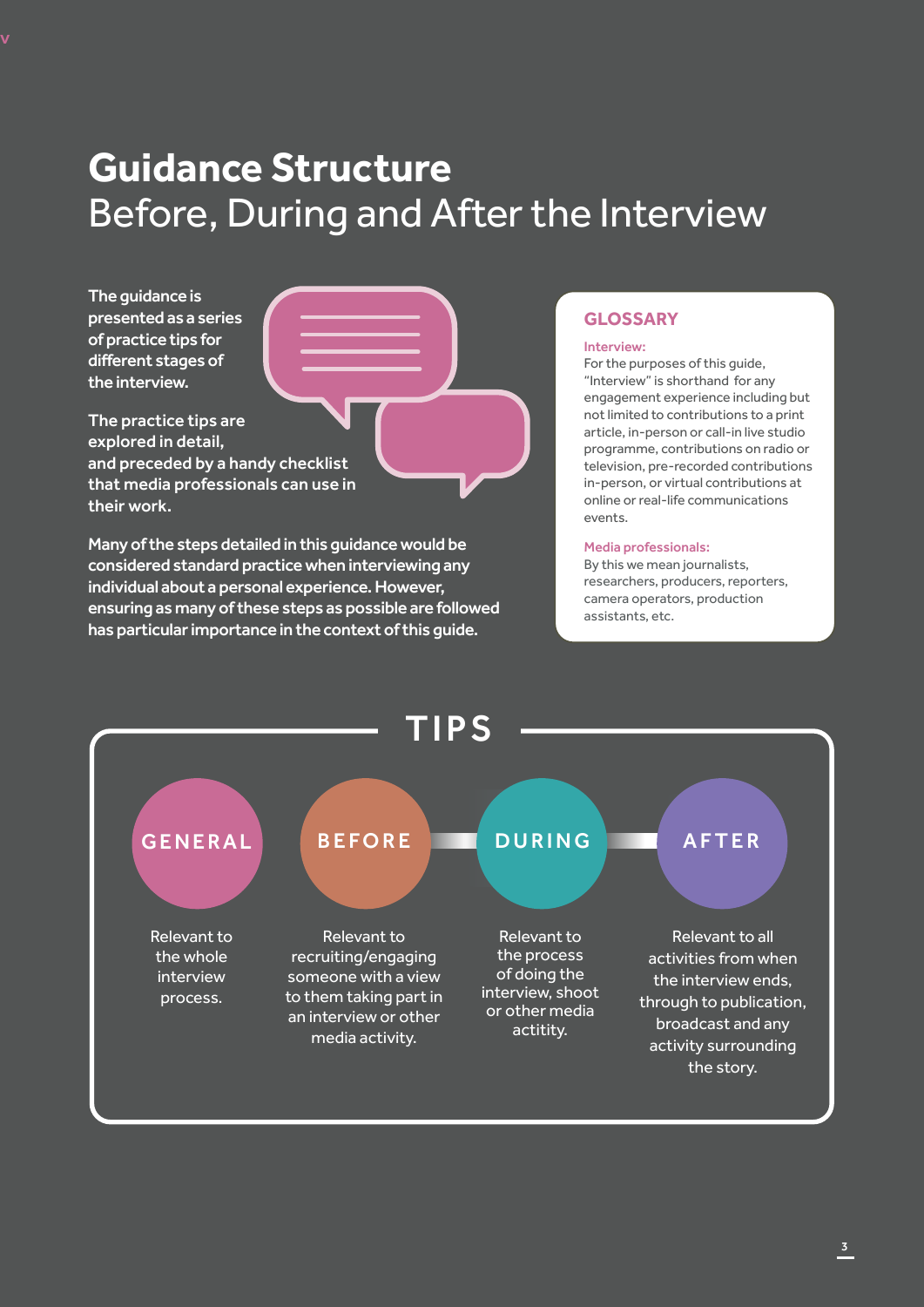# Guidance Structure
## Before, During and After the Interview

The guidance is presented as a series of practice tips for different stages of the interview.

The practice tips are explored in detail, and preceded by a handy checklist that media professionals can use in their work.

Many of the steps detailed in this guidance would be considered standard practice when interviewing any individual about a personal experience. However, ensuring as many of these steps as possible are followed has particular importance in the context of this guide.

### GLOSSARY

**Interview:**
For the purposes of this guide, "Interview" is shorthand for any engagement experience including but not limited to contributions to a print article, in-person or call-in live studio programme, contributions on radio or television, pre-recorded contributions in-person, or virtual contributions at online or real-life communications events.

**Media professionals:**
By this we mean journalists, researchers, producers, reporters, camera operators, production assistants, etc.

## TIPS

**GENERAL**
Relevant to the whole interview process.

**BEFORE**
Relevant to recruiting/engaging someone with a view to them taking part in an interview or other media activity.

**DURING**
Relevant to the process of doing the interview, shoot or other media actitity.

**AFTER**
Relevant to all activities from when the interview ends, through to publication, broadcast and any activity surrounding the story.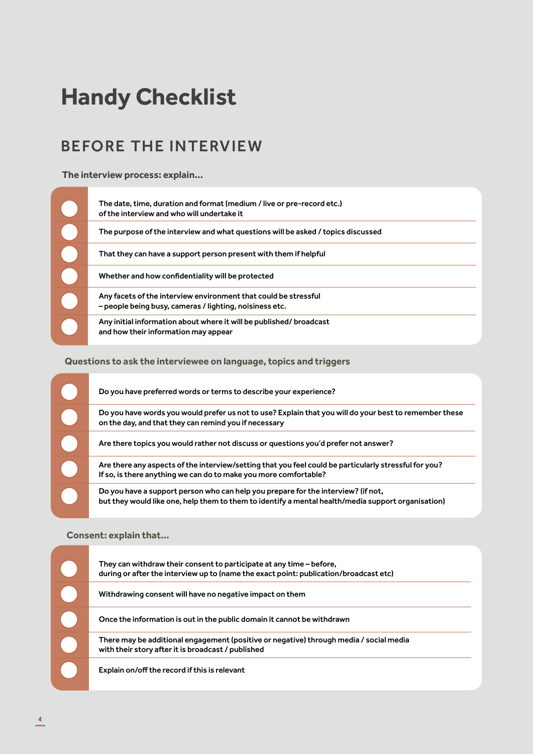# Handy Checklist

## BEFORE THE INTERVIEW

**The interview process: explain...**

- [ ] The date, time, duration and format (medium / live or pre-record etc.) of the interview and who will undertake it
- [ ] The purpose of the interview and what questions will be asked / topics discussed
- [ ] That they can have a support person present with them if helpful
- [ ] Whether and how confidentiality will be protected
- [ ] Any facets of the interview environment that could be stressful – people being busy, cameras / lighting, noisiness etc.
- [ ] Any initial information about where it will be published/ broadcast and how their information may appear

**Questions to ask the interviewee on language, topics and triggers**

- [ ] Do you have preferred words or terms to describe your experience?
- [ ] Do you have words you would prefer us not to use? Explain that you will do your best to remember these on the day, and that they can remind you if necessary
- [ ] Are there topics you would rather not discuss or questions you'd prefer not answer?
- [ ] Are there any aspects of the interview/setting that you feel could be particularly stressful for you? If so, is there anything we can do to make you more comfortable?
- [ ] Do you have a support person who can help you prepare for the interview? (if not, but they would like one, help them to them to identify a mental health/media support organisation)

**Consent: explain that...**

- [ ] They can withdraw their consent to participate at any time – before, during or after the interview up to (name the exact point: publication/broadcast etc)
- [ ] Withdrawing consent will have no negative impact on them
- [ ] Once the information is out in the public domain it cannot be withdrawn
- [ ] There may be additional engagement (positive or negative) through media / social media with their story after it is broadcast / published
- [ ] Explain on/off the record if this is relevant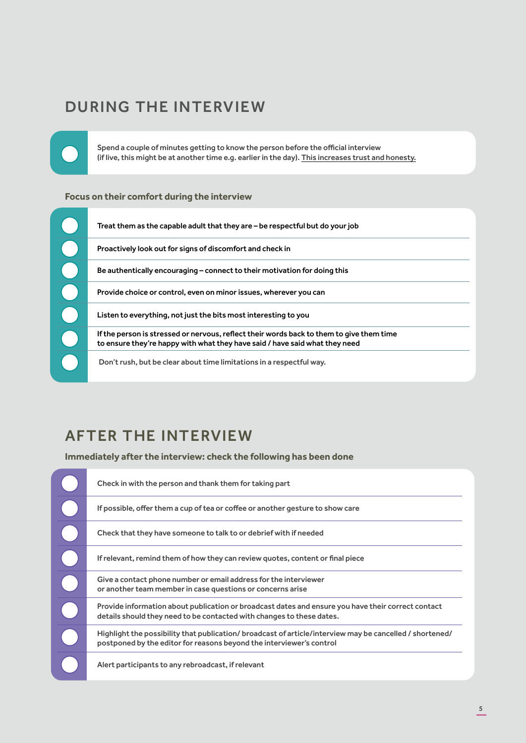## DURING THE INTERVIEW

- [ ] Spend a couple of minutes getting to know the person before the official interview (if live, this might be at another time e.g. earlier in the day). This increases trust and honesty.

**Focus on their comfort during the interview**

- [ ] Treat them as the capable adult that they are – be respectful but do your job
- [ ] Proactively look out for signs of discomfort and check in
- [ ] Be authentically encouraging – connect to their motivation for doing this
- [ ] Provide choice or control, even on minor issues, wherever you can
- [ ] Listen to everything, not just the bits most interesting to you
- [ ] If the person is stressed or nervous, reflect their words back to them to give them time to ensure they're happy with what they have said / have said what they need
- [ ] Don't rush, but be clear about time limitations in a respectful way.

## AFTER THE INTERVIEW

**Immediately after the interview: check the following has been done**

- [ ] Check in with the person and thank them for taking part
- [ ] If possible, offer them a cup of tea or coffee or another gesture to show care
- [ ] Check that they have someone to talk to or debrief with if needed
- [ ] If relevant, remind them of how they can review quotes, content or final piece
- [ ] Give a contact phone number or email address for the interviewer or another team member in case questions or concerns arise
- [ ] Provide information about publication or broadcast dates and ensure you have their correct contact details should they need to be contacted with changes to these dates.
- [ ] Highlight the possibility that publication/ broadcast of article/interview may be cancelled / shortened/ postponed by the editor for reasons beyond the interviewer's control
- [ ] Alert participants to any rebroadcast, if relevant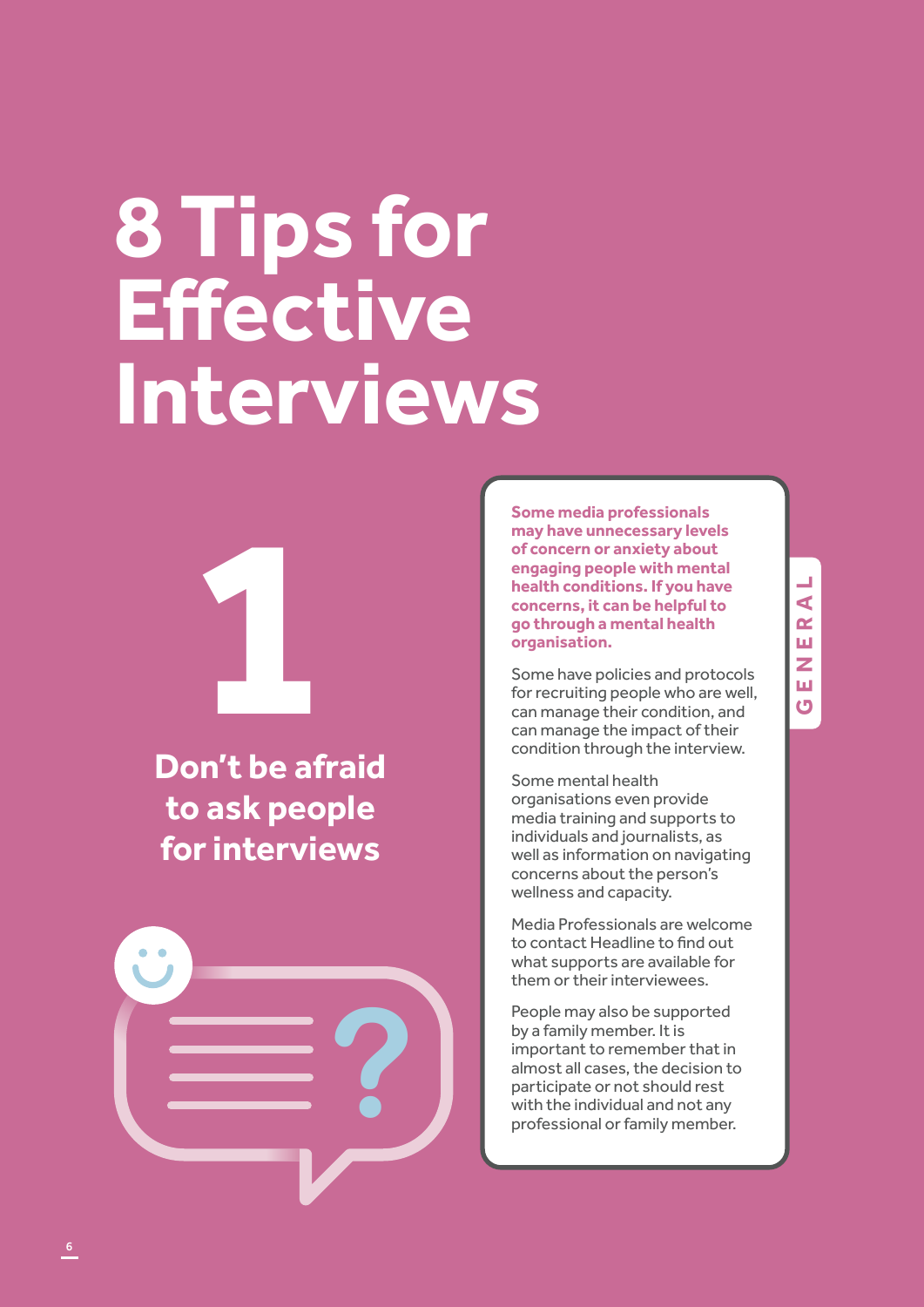# 8 Tips for Effective Interviews

## 1

### Don't be afraid to ask people for interviews

GENERAL

**Some media professionals may have unnecessary levels of concern or anxiety about engaging people with mental health conditions. If you have concerns, it can be helpful to go through a mental health organisation.**

Some have policies and protocols for recruiting people who are well, can manage their condition, and can manage the impact of their condition through the interview.

Some mental health organisations even provide media training and supports to individuals and journalists, as well as information on navigating concerns about the person's wellness and capacity.

Media Professionals are welcome to contact Headline to find out what supports are available for them or their interviewees.

People may also be supported by a family member. It is important to remember that in almost all cases, the decision to participate or not should rest with the individual and not any professional or family member.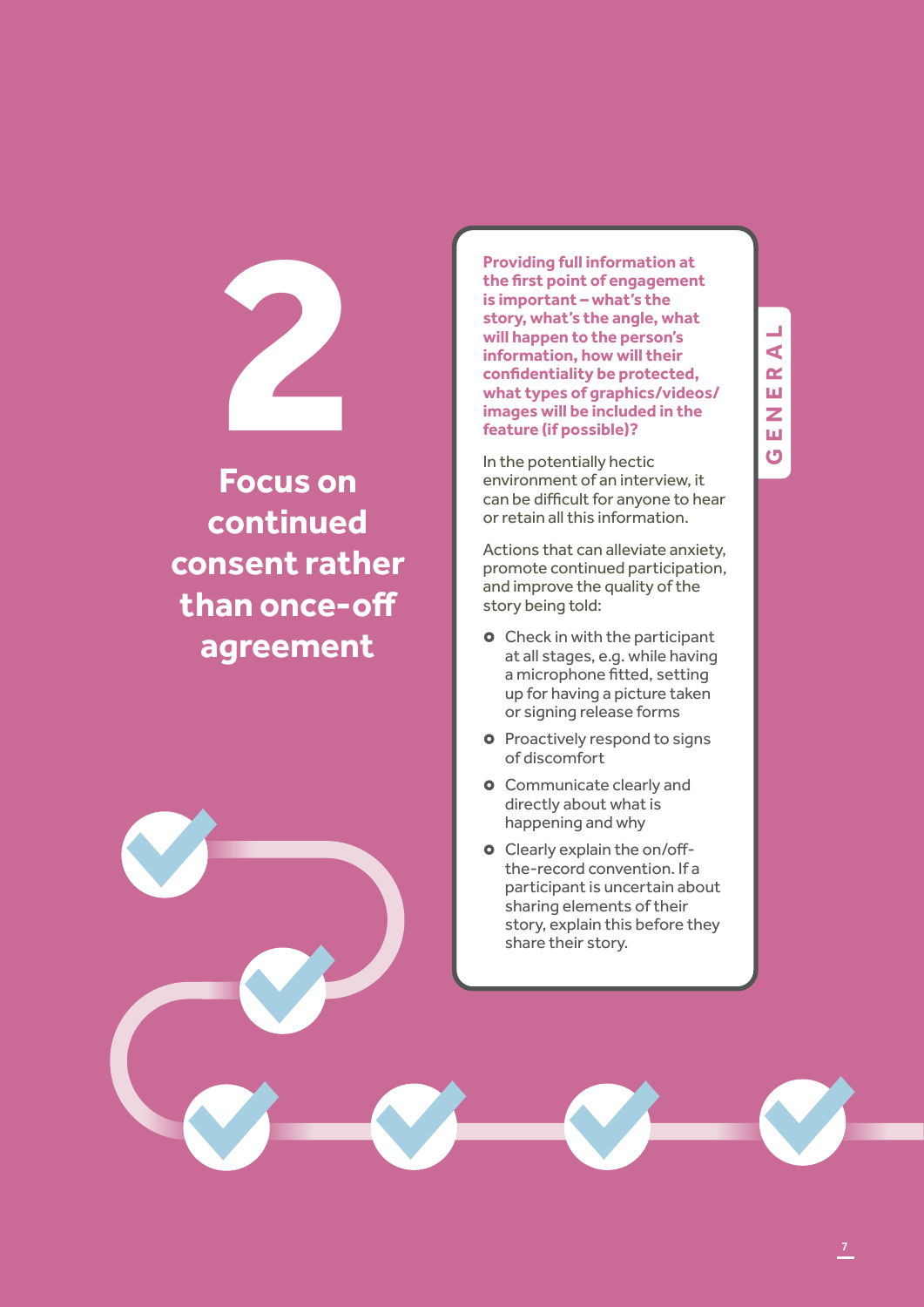# 2

## Focus on continued consent rather than once-off agreement

**Providing full information at the first point of engagement is important – what's the story, what's the angle, what will happen to the person's information, how will their confidentiality be protected, what types of graphics/videos/images will be included in the feature (if possible)?**

In the potentially hectic environment of an interview, it can be difficult for anyone to hear or retain all this information.

Actions that can alleviate anxiety, promote continued participation, and improve the quality of the story being told:

- Check in with the participant at all stages, e.g. while having a microphone fitted, setting up for having a picture taken or signing release forms
- Proactively respond to signs of discomfort
- Communicate clearly and directly about what is happening and why
- Clearly explain the on/off-the-record convention. If a participant is uncertain about sharing elements of their story, explain this before they share their story.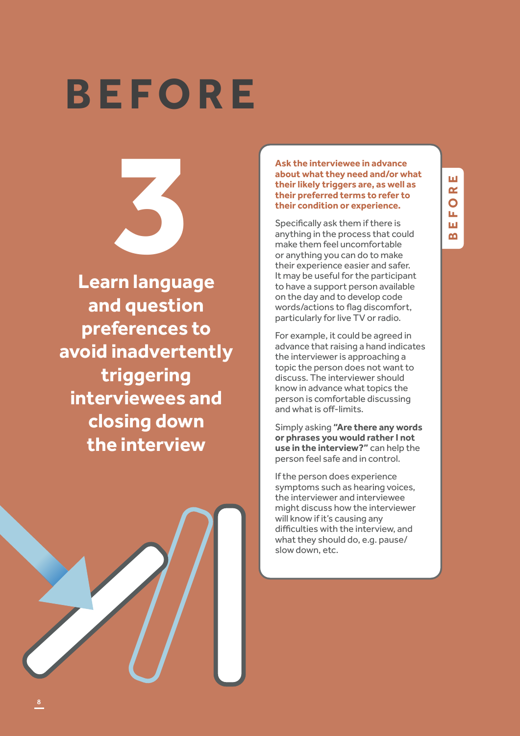# BEFORE

## 3

## Learn language and question preferences to avoid inadvertently triggering interviewees and closing down the interview

**Ask the interviewee in advance about what they need and/or what their likely triggers are, as well as their preferred terms to refer to their condition or experience.**

Specifically ask them if there is anything in the process that could make them feel uncomfortable or anything you can do to make their experience easier and safer. It may be useful for the participant to have a support person available on the day and to develop code words/actions to flag discomfort, particularly for live TV or radio.

For example, it could be agreed in advance that raising a hand indicates the interviewer is approaching a topic the person does not want to discuss. The interviewer should know in advance what topics the person is comfortable discussing and what is off-limits.

Simply asking **"Are there any words or phrases you would rather I not use in the interview?"** can help the person feel safe and in control.

If the person does experience symptoms such as hearing voices, the interviewer and interviewee might discuss how the interviewer will know if it's causing any difficulties with the interview, and what they should do, e.g. pause/slow down, etc.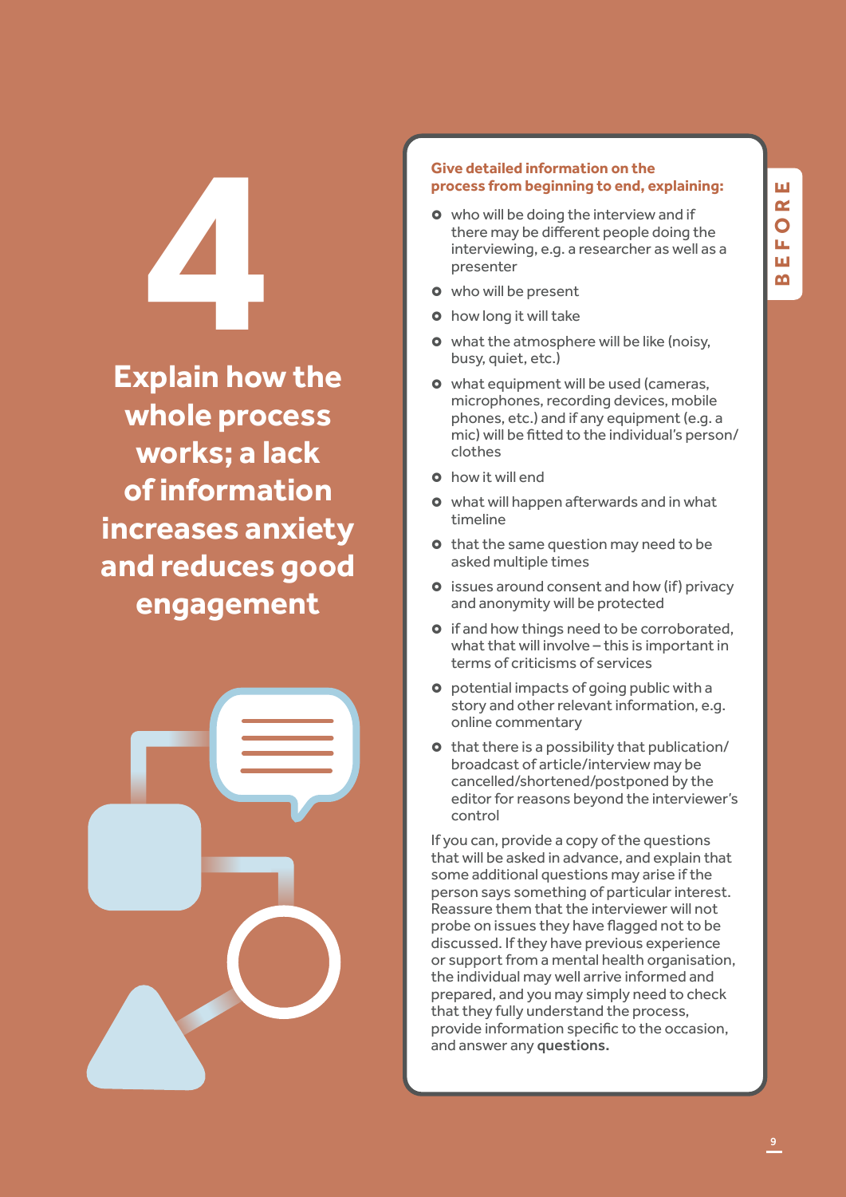# 4

## Explain how the whole process works; a lack of information increases anxiety and reduces good engagement

BEFORE

**Give detailed information on the process from beginning to end, explaining:**

- who will be doing the interview and if there may be different people doing the interviewing, e.g. a researcher as well as a presenter
- who will be present
- how long it will take
- what the atmosphere will be like (noisy, busy, quiet, etc.)
- what equipment will be used (cameras, microphones, recording devices, mobile phones, etc.) and if any equipment (e.g. a mic) will be fitted to the individual's person/clothes
- how it will end
- what will happen afterwards and in what timeline
- that the same question may need to be asked multiple times
- issues around consent and how (if) privacy and anonymity will be protected
- if and how things need to be corroborated, what that will involve – this is important in terms of criticisms of services
- potential impacts of going public with a story and other relevant information, e.g. online commentary
- that there is a possibility that publication/broadcast of article/interview may be cancelled/shortened/postponed by the editor for reasons beyond the interviewer's control

If you can, provide a copy of the questions that will be asked in advance, and explain that some additional questions may arise if the person says something of particular interest. Reassure them that the interviewer will not probe on issues they have flagged not to be discussed. If they have previous experience or support from a mental health organisation, the individual may well arrive informed and prepared, and you may simply need to check that they fully understand the process, provide information specific to the occasion, and answer any **questions.**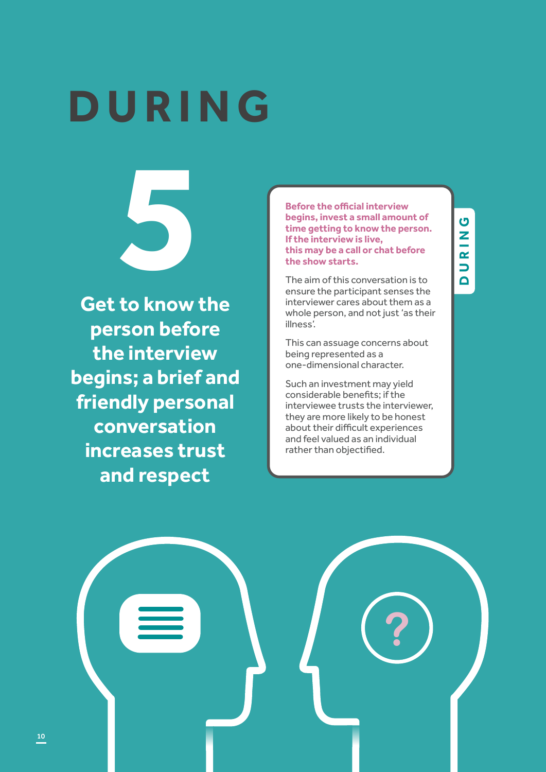# DURING

## 5

**Get to know the person before the interview begins; a brief and friendly personal conversation increases trust and respect**

**Before the official interview begins, invest a small amount of time getting to know the person. If the interview is live, this may be a call or chat before the show starts.**

The aim of this conversation is to ensure the participant senses the interviewer cares about them as a whole person, and not just 'as their illness'.

This can assuage concerns about being represented as a one-dimensional character.

Such an investment may yield considerable benefits; if the interviewee trusts the interviewer, they are more likely to be honest about their difficult experiences and feel valued as an individual rather than objectified.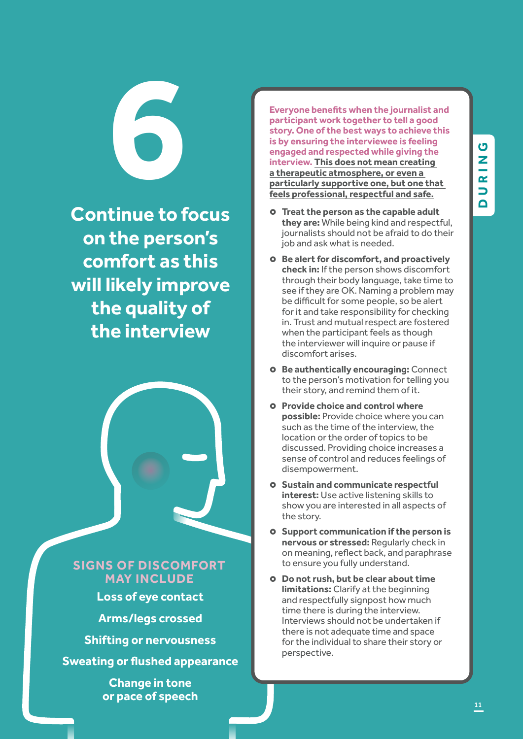# 6

## Continue to focus on the person's comfort as this will likely improve the quality of the interview

### SIGNS OF DISCOMFORT MAY INCLUDE

**Loss of eye contact**

**Arms/legs crossed**

**Shifting or nervousness**

**Sweating or flushed appearance**

**Change in tone or pace of speech**

DURING

**Everyone benefits when the journalist and participant work together to tell a good story. One of the best ways to achieve this is by ensuring the interviewee is feeling engaged and respected while giving the interview. This does not mean creating a therapeutic atmosphere, or even a particularly supportive one, but one that feels professional, respectful and safe.**

- **Treat the person as the capable adult they are:** While being kind and respectful, journalists should not be afraid to do their job and ask what is needed.
- **Be alert for discomfort, and proactively check in:** If the person shows discomfort through their body language, take time to see if they are OK. Naming a problem may be difficult for some people, so be alert for it and take responsibility for checking in. Trust and mutual respect are fostered when the participant feels as though the interviewer will inquire or pause if discomfort arises.
- **Be authentically encouraging:** Connect to the person's motivation for telling you their story, and remind them of it.
- **Provide choice and control where possible:** Provide choice where you can such as the time of the interview, the location or the order of topics to be discussed. Providing choice increases a sense of control and reduces feelings of disempowerment.
- **Sustain and communicate respectful interest:** Use active listening skills to show you are interested in all aspects of the story.
- **Support communication if the person is nervous or stressed:** Regularly check in on meaning, reflect back, and paraphrase to ensure you fully understand.
- **Do not rush, but be clear about time limitations:** Clarify at the beginning and respectfully signpost how much time there is during the interview. Interviews should not be undertaken if there is not adequate time and space for the individual to share their story or perspective.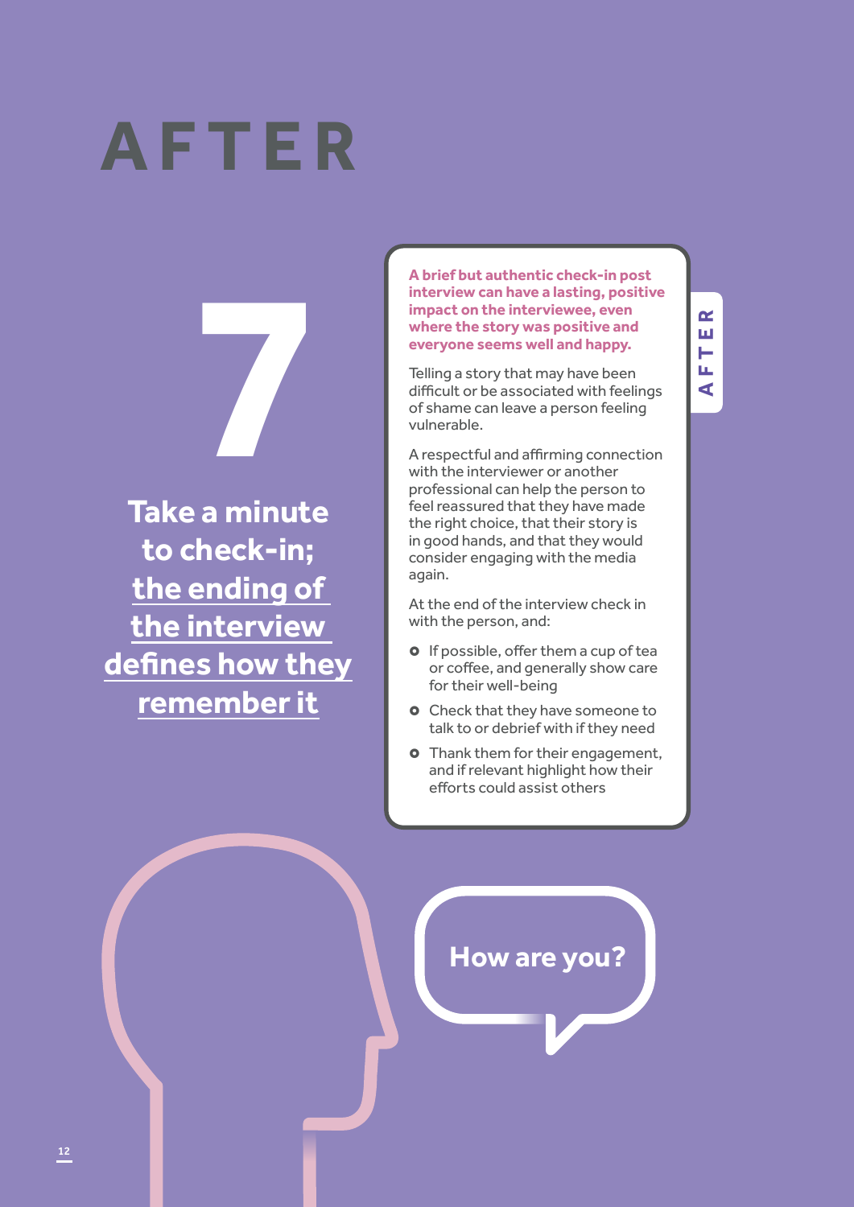# AFTER

## 7

**Take a minute to check-in; the ending of the interview defines how they remember it**

**A brief but authentic check-in post interview can have a lasting, positive impact on the interviewee, even where the story was positive and everyone seems well and happy.**

Telling a story that may have been difficult or be associated with feelings of shame can leave a person feeling vulnerable.

A respectful and affirming connection with the interviewer or another professional can help the person to feel reassured that they have made the right choice, that their story is in good hands, and that they would consider engaging with the media again.

At the end of the interview check in with the person, and:

- If possible, offer them a cup of tea or coffee, and generally show care for their well-being
- Check that they have someone to talk to or debrief with if they need
- Thank them for their engagement, and if relevant highlight how their efforts could assist others

How are you?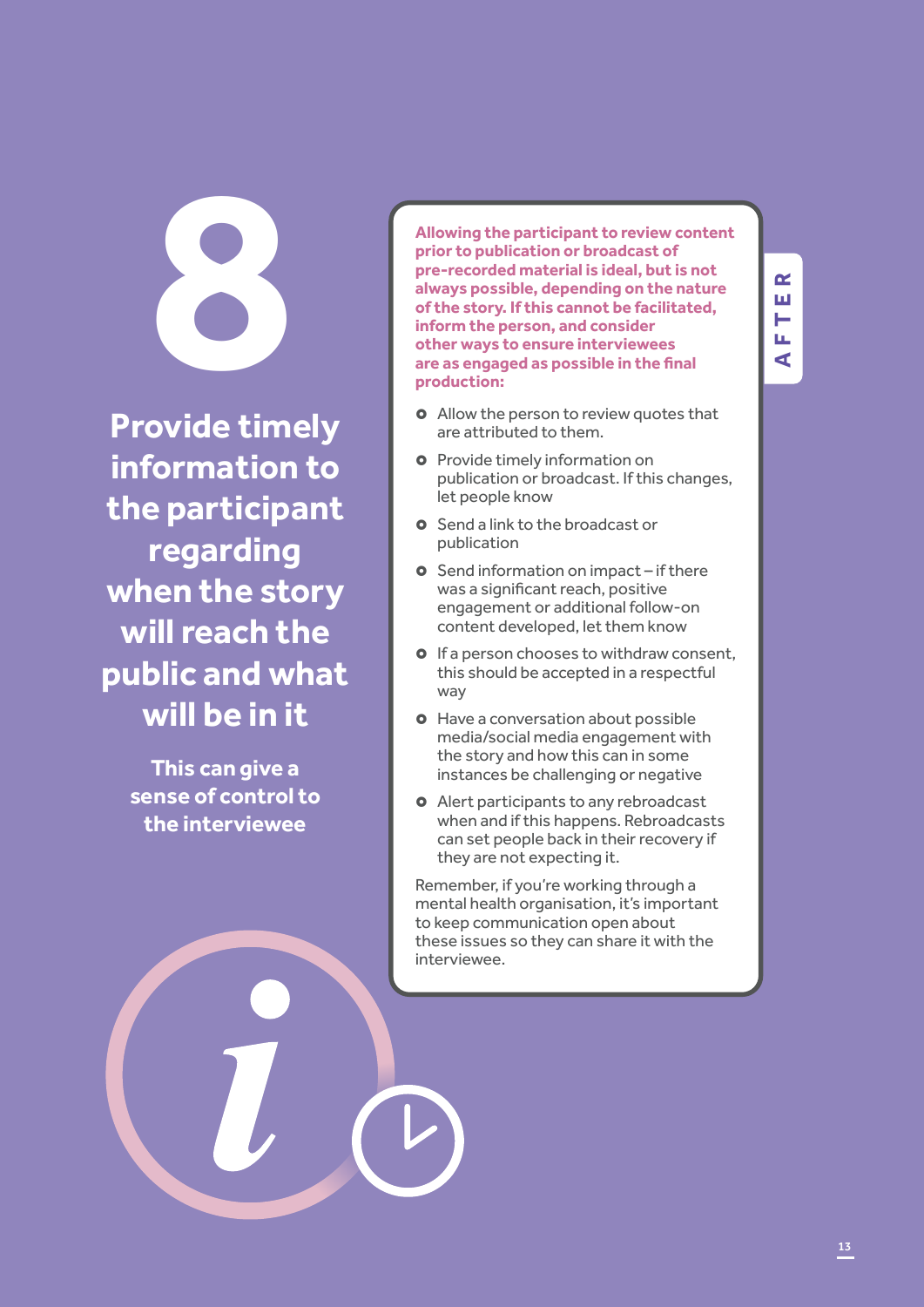# 8

## Provide timely information to the participant regarding when the story will reach the public and what will be in it

**This can give a sense of control to the interviewee**

AFTER

**Allowing the participant to review content prior to publication or broadcast of pre-recorded material is ideal, but is not always possible, depending on the nature of the story. If this cannot be facilitated, inform the person, and consider other ways to ensure interviewees are as engaged as possible in the final production:**

- Allow the person to review quotes that are attributed to them.
- Provide timely information on publication or broadcast. If this changes, let people know
- Send a link to the broadcast or publication
- Send information on impact – if there was a significant reach, positive engagement or additional follow-on content developed, let them know
- If a person chooses to withdraw consent, this should be accepted in a respectful way
- Have a conversation about possible media/social media engagement with the story and how this can in some instances be challenging or negative
- Alert participants to any rebroadcast when and if this happens. Rebroadcasts can set people back in their recovery if they are not expecting it.

Remember, if you're working through a mental health organisation, it's important to keep communication open about these issues so they can share it with the interviewee.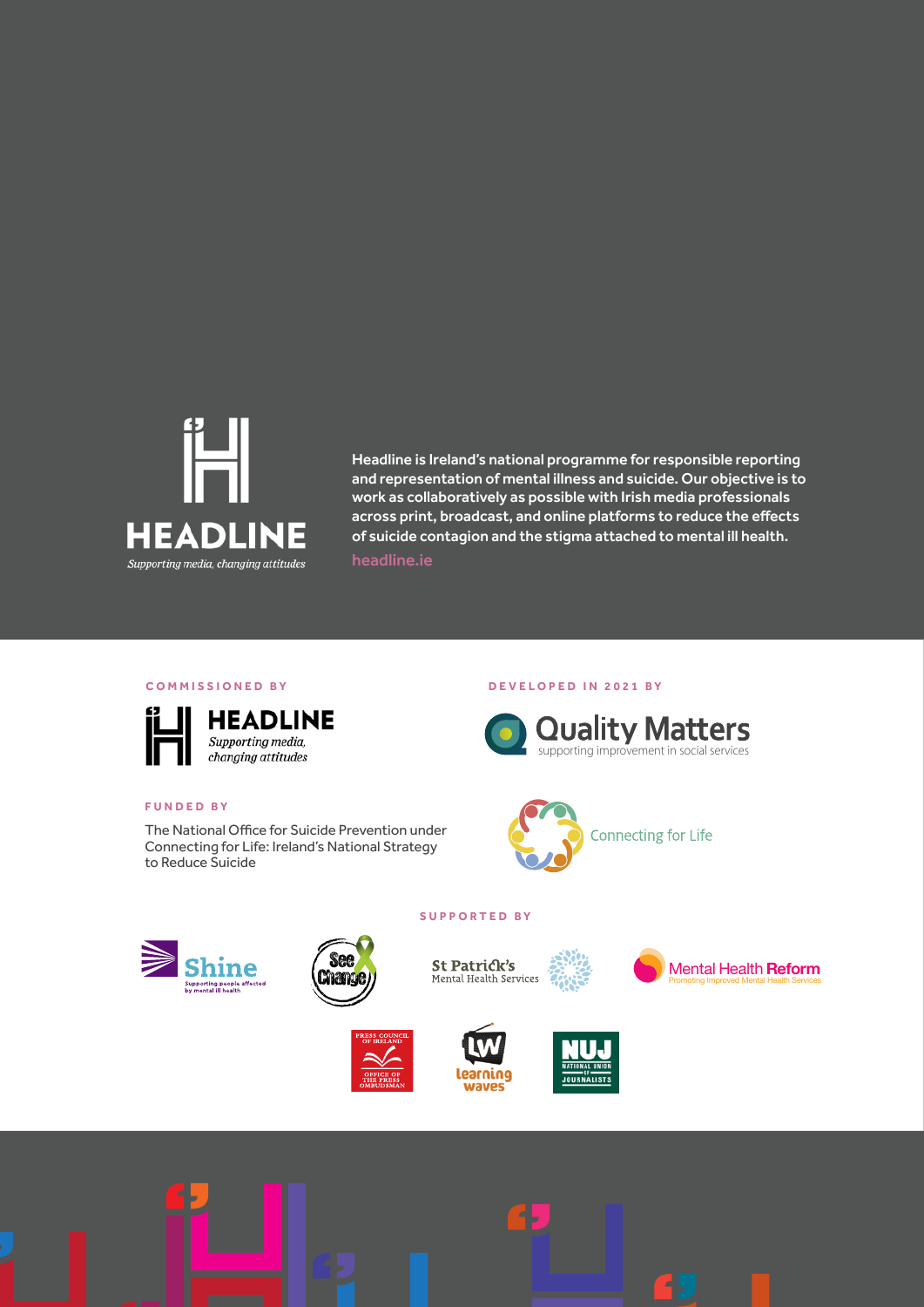HEADLINE

*Supporting media, changing attitudes*

**Headline is Ireland's national programme for responsible reporting and representation of mental illness and suicide. Our objective is to work as collaboratively as possible with Irish media professionals across print, broadcast, and online platforms to reduce the effects of suicide contagion and the stigma attached to mental ill health.**

headline.ie

COMMISSIONED BY

HEADLINE
*Supporting media, changing attitudes*

DEVELOPED IN 2021 BY

Quality Matters
supporting improvement in social services

FUNDED BY

The National Office for Suicide Prevention under Connecting for Life: Ireland's National Strategy to Reduce Suicide

Connecting for Life

SUPPORTED BY

Shine — Supporting people affected by mental ill health

See Change

St Patrick's Mental Health Services

Mental Health Reform — Promoting Improved Mental Health Services

Press Council of Ireland — Office of the Press Ombudsman

LW learning waves

NUJ National Union of Journalists